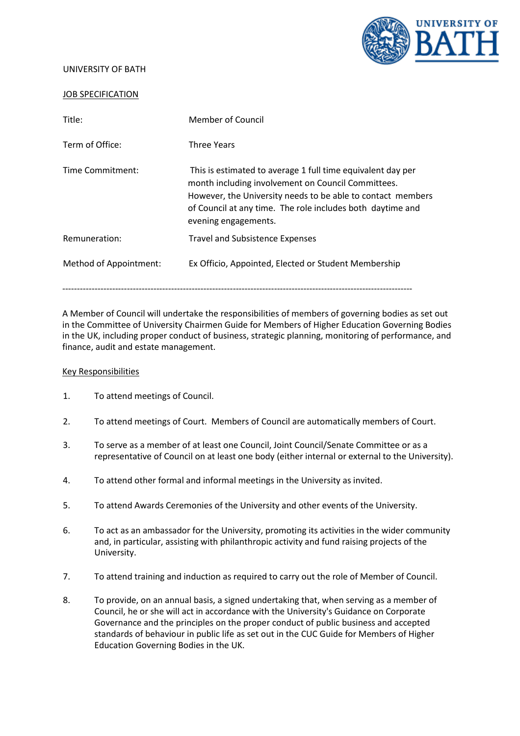UNIVERSITY OF BATH

JOB SPECIFICATION

| Title: | Member of Council |
|---|---|
| Term of Office: | Three Years |
| Time Commitment: | This is estimated to average 1 full time equivalent day per month including involvement on Council Committees. However, the University needs to be able to contact members of Council at any time. The role includes both daytime and evening engagements. |
| Remuneration: | Travel and Subsistence Expenses |
| Method of Appointment: | Ex Officio, Appointed, Elected or Student Membership |

---

A Member of Council will undertake the responsibilities of members of governing bodies as set out in the Committee of University Chairmen Guide for Members of Higher Education Governing Bodies in the UK, including proper conduct of business, strategic planning, monitoring of performance, and finance, audit and estate management.

Key Responsibilities

1. To attend meetings of Council.

2. To attend meetings of Court. Members of Council are automatically members of Court.

3. To serve as a member of at least one Council, Joint Council/Senate Committee or as a representative of Council on at least one body (either internal or external to the University).

4. To attend other formal and informal meetings in the University as invited.

5. To attend Awards Ceremonies of the University and other events of the University.

6. To act as an ambassador for the University, promoting its activities in the wider community and, in particular, assisting with philanthropic activity and fund raising projects of the University.

7. To attend training and induction as required to carry out the role of Member of Council.

8. To provide, on an annual basis, a signed undertaking that, when serving as a member of Council, he or she will act in accordance with the University's Guidance on Corporate Governance and the principles on the proper conduct of public business and accepted standards of behaviour in public life as set out in the CUC Guide for Members of Higher Education Governing Bodies in the UK.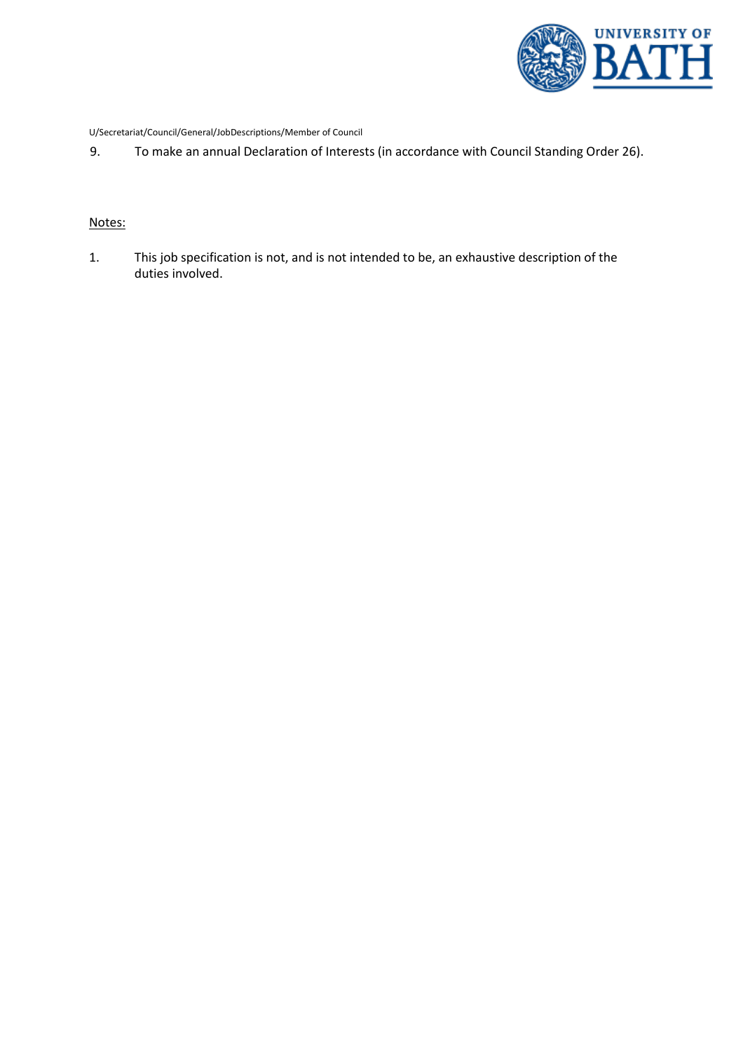9. To make an annual Declaration of Interests (in accordance with Council Standing Order 26).

Notes:

1. This job specification is not, and is not intended to be, an exhaustive description of the duties involved.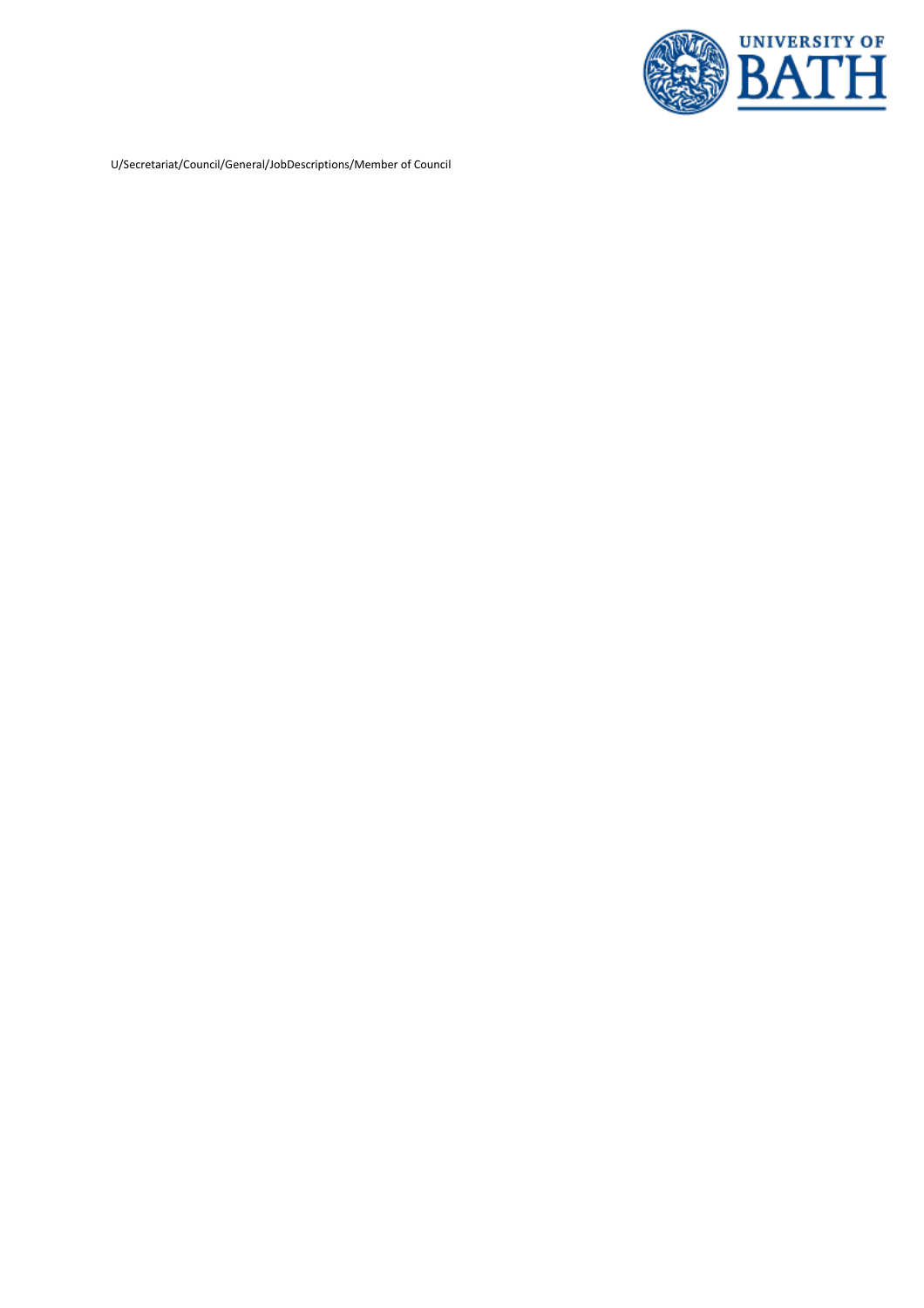U/Secretariat/Council/General/JobDescriptions/Member of Council